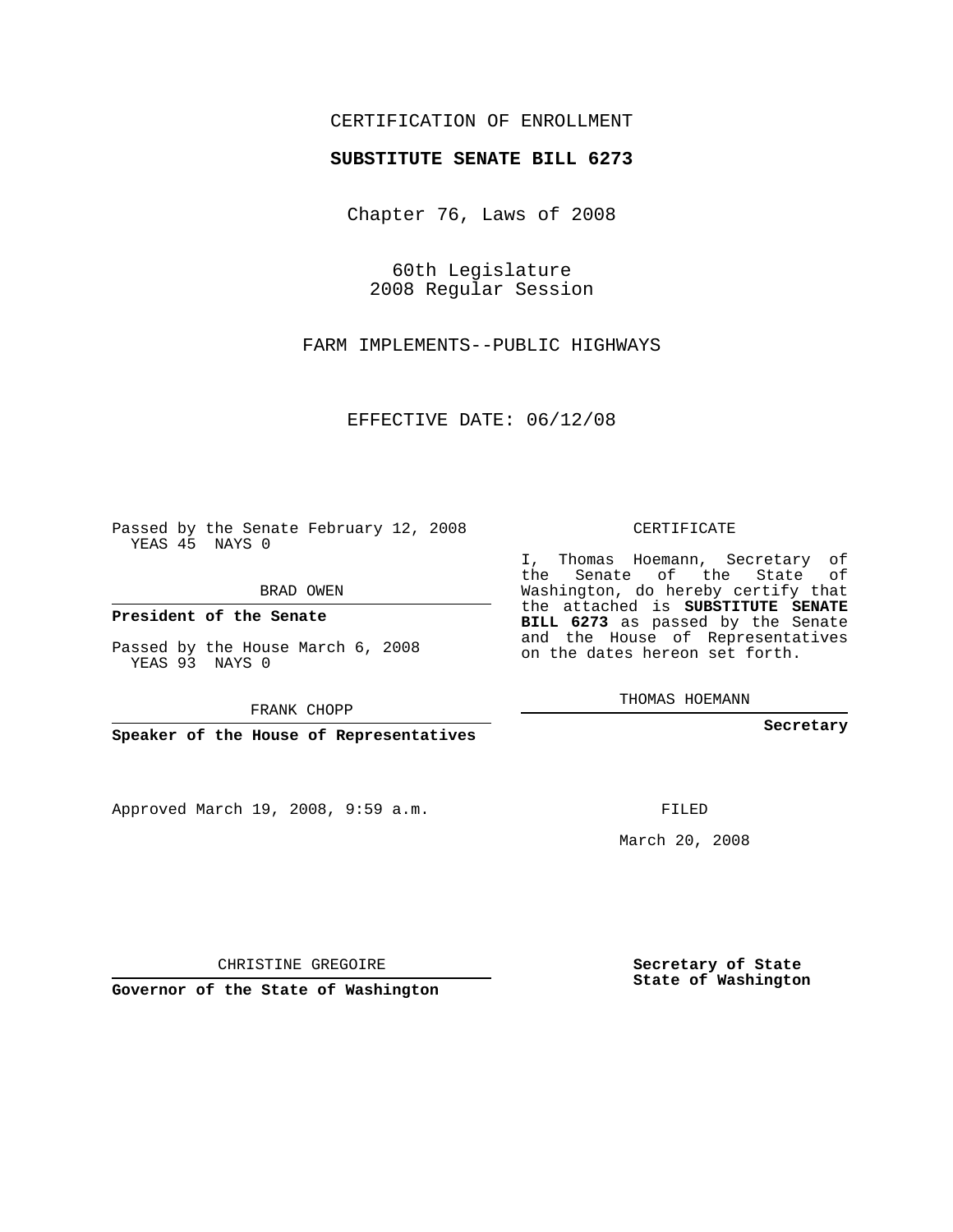CERTIFICATION OF ENROLLMENT

**SUBSTITUTE SENATE BILL 6273**

Chapter 76, Laws of 2008

60th Legislature
2008 Regular Session

FARM IMPLEMENTS--PUBLIC HIGHWAYS

EFFECTIVE DATE: 06/12/08

Passed by the Senate February 12, 2008
YEAS 45 NAYS 0

BRAD OWEN

**President of the Senate**

Passed by the House March 6, 2008
YEAS 93 NAYS 0

FRANK CHOPP

**Speaker of the House of Representatives**

CERTIFICATE

I, Thomas Hoemann, Secretary of the Senate of the State of Washington, do hereby certify that the attached is **SUBSTITUTE SENATE BILL 6273** as passed by the Senate and the House of Representatives on the dates hereon set forth.

THOMAS HOEMANN

**Secretary**

Approved March 19, 2008, 9:59 a.m.

FILED

March 20, 2008

CHRISTINE GREGOIRE

**Governor of the State of Washington**

**Secretary of State**
**State of Washington**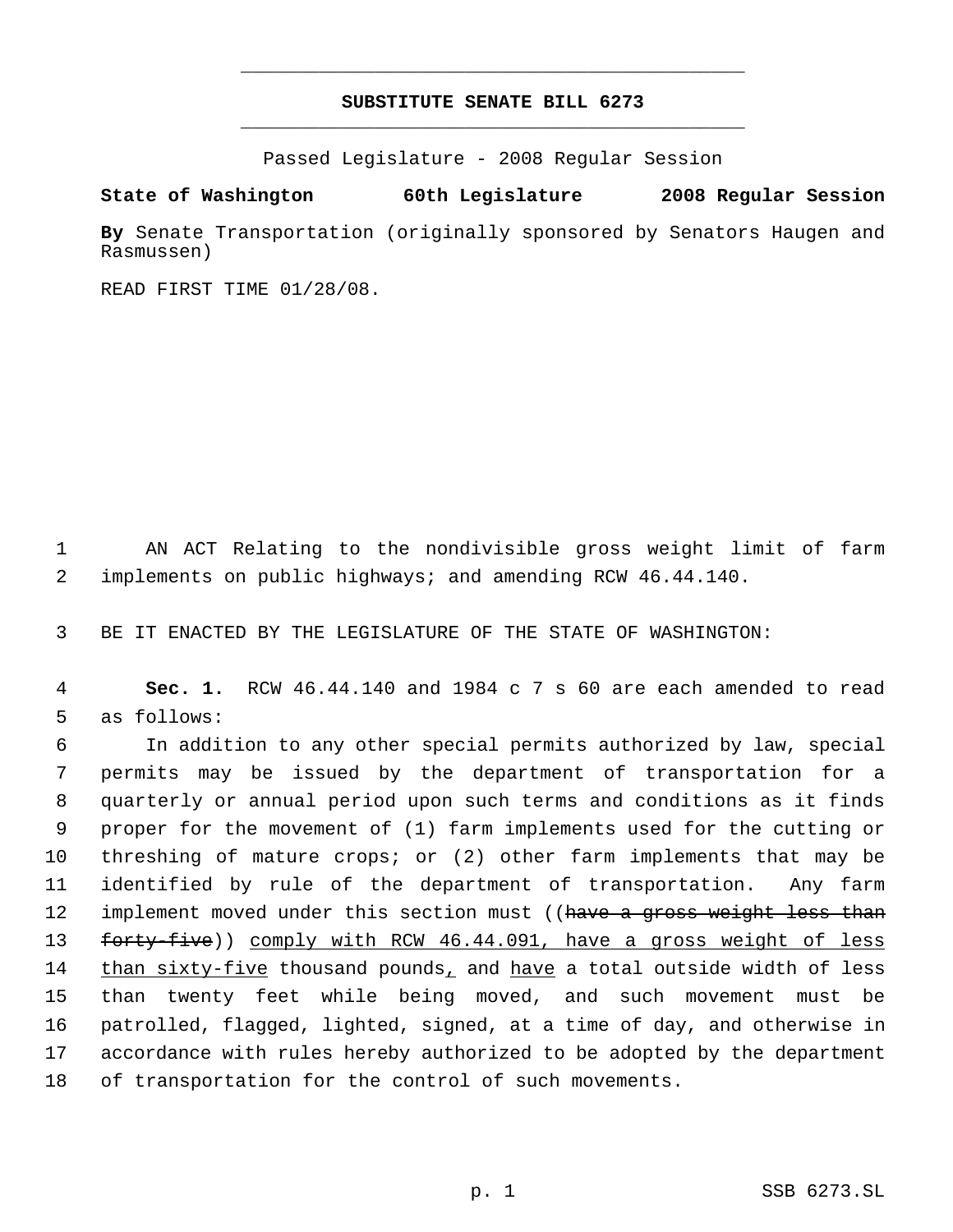**SUBSTITUTE SENATE BILL 6273**

Passed Legislature - 2008 Regular Session

**State of Washington 60th Legislature 2008 Regular Session**

**By** Senate Transportation (originally sponsored by Senators Haugen and Rasmussen)

READ FIRST TIME 01/28/08.

AN ACT Relating to the nondivisible gross weight limit of farm implements on public highways; and amending RCW 46.44.140.

BE IT ENACTED BY THE LEGISLATURE OF THE STATE OF WASHINGTON:

**Sec. 1.** RCW 46.44.140 and 1984 c 7 s 60 are each amended to read as follows:

In addition to any other special permits authorized by law, special permits may be issued by the department of transportation for a quarterly or annual period upon such terms and conditions as it finds proper for the movement of (1) farm implements used for the cutting or threshing of mature crops; or (2) other farm implements that may be identified by rule of the department of transportation. Any farm implement moved under this section must ((~~have a gross weight less than forty-five~~)) <u>comply with RCW 46.44.091, have a gross weight of less than sixty-five</u> thousand pounds<u>,</u> and <u>have</u> a total outside width of less than twenty feet while being moved, and such movement must be patrolled, flagged, lighted, signed, at a time of day, and otherwise in accordance with rules hereby authorized to be adopted by the department of transportation for the control of such movements.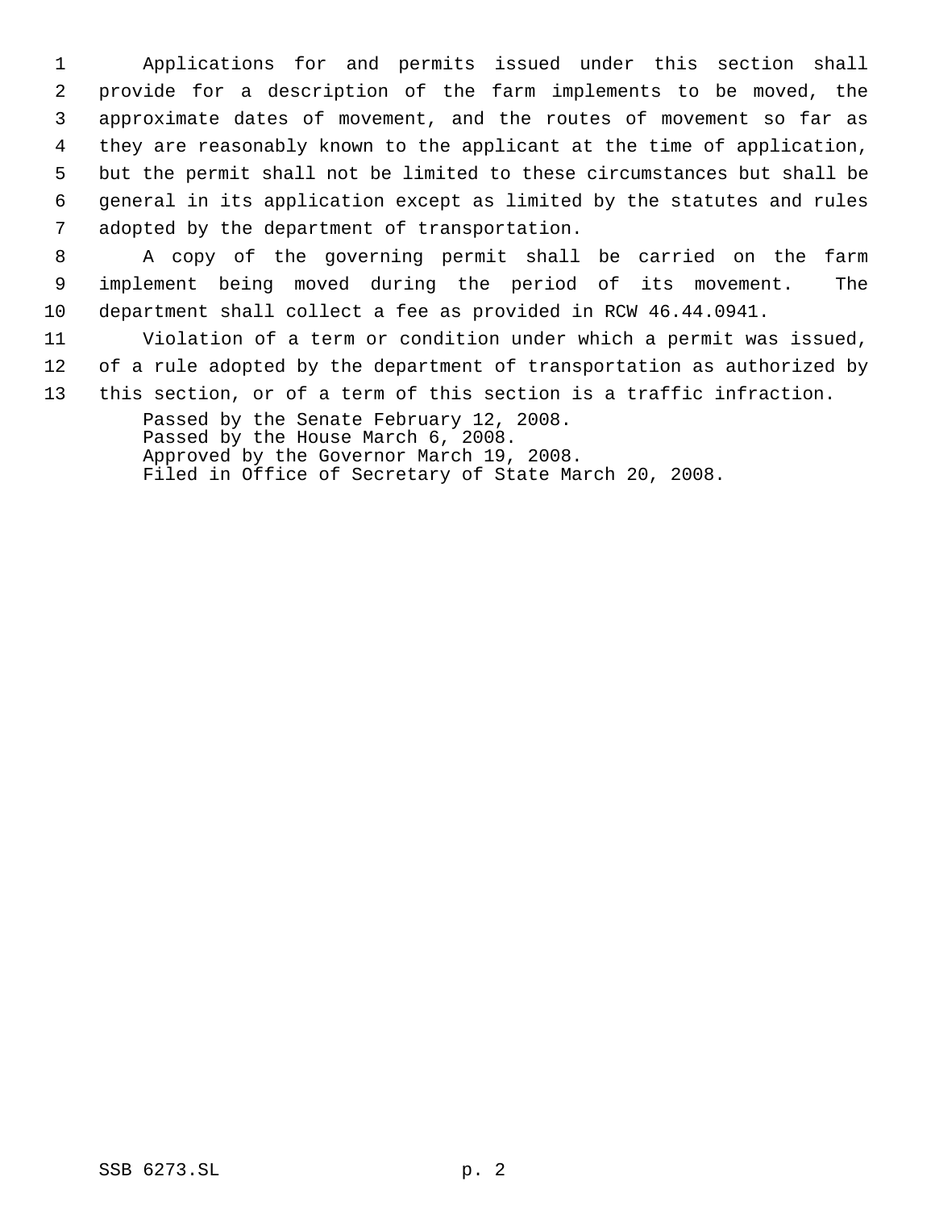Applications for and permits issued under this section shall provide for a description of the farm implements to be moved, the approximate dates of movement, and the routes of movement so far as they are reasonably known to the applicant at the time of application, but the permit shall not be limited to these circumstances but shall be general in its application except as limited by the statutes and rules adopted by the department of transportation.

A copy of the governing permit shall be carried on the farm implement being moved during the period of its movement. The department shall collect a fee as provided in RCW 46.44.0941.

Violation of a term or condition under which a permit was issued, of a rule adopted by the department of transportation as authorized by this section, or of a term of this section is a traffic infraction.

Passed by the Senate February 12, 2008.
Passed by the House March 6, 2008.
Approved by the Governor March 19, 2008.
Filed in Office of Secretary of State March 20, 2008.